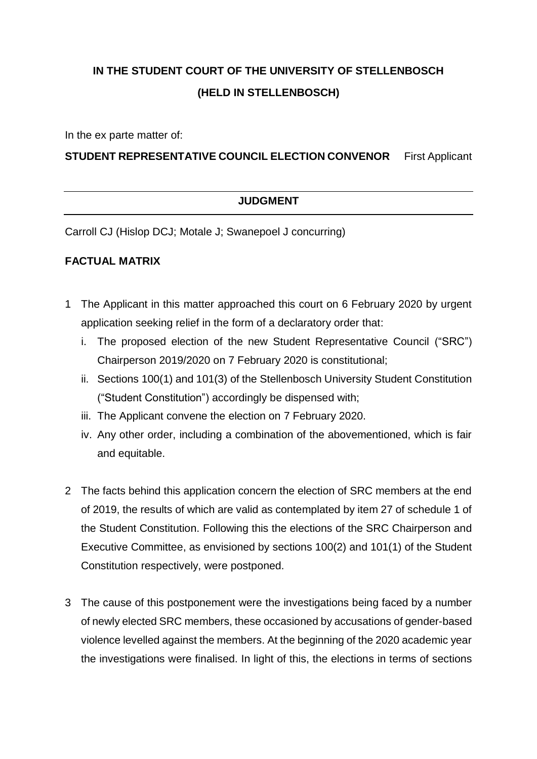# IN THE STUDENT COURT OF THE UNIVERSITY OF STELLENBOSCH

## (HELD IN STELLENBOSCH)

In the ex parte matter of:

**STUDENT REPRESENTATIVE COUNCIL ELECTION CONVENOR** First Applicant

---

**JUDGMENT**

---

Carroll CJ (Hislop DCJ; Motale J; Swanepoel J concurring)

**FACTUAL MATRIX**

1 The Applicant in this matter approached this court on 6 February 2020 by urgent application seeking relief in the form of a declaratory order that:

   i. The proposed election of the new Student Representative Council ("SRC") Chairperson 2019/2020 on 7 February 2020 is constitutional;

   ii. Sections 100(1) and 101(3) of the Stellenbosch University Student Constitution ("Student Constitution") accordingly be dispensed with;

   iii. The Applicant convene the election on 7 February 2020.

   iv. Any other order, including a combination of the abovementioned, which is fair and equitable.

2 The facts behind this application concern the election of SRC members at the end of 2019, the results of which are valid as contemplated by item 27 of schedule 1 of the Student Constitution. Following this the elections of the SRC Chairperson and Executive Committee, as envisioned by sections 100(2) and 101(1) of the Student Constitution respectively, were postponed.

3 The cause of this postponement were the investigations being faced by a number of newly elected SRC members, these occasioned by accusations of gender-based violence levelled against the members. At the beginning of the 2020 academic year the investigations were finalised. In light of this, the elections in terms of sections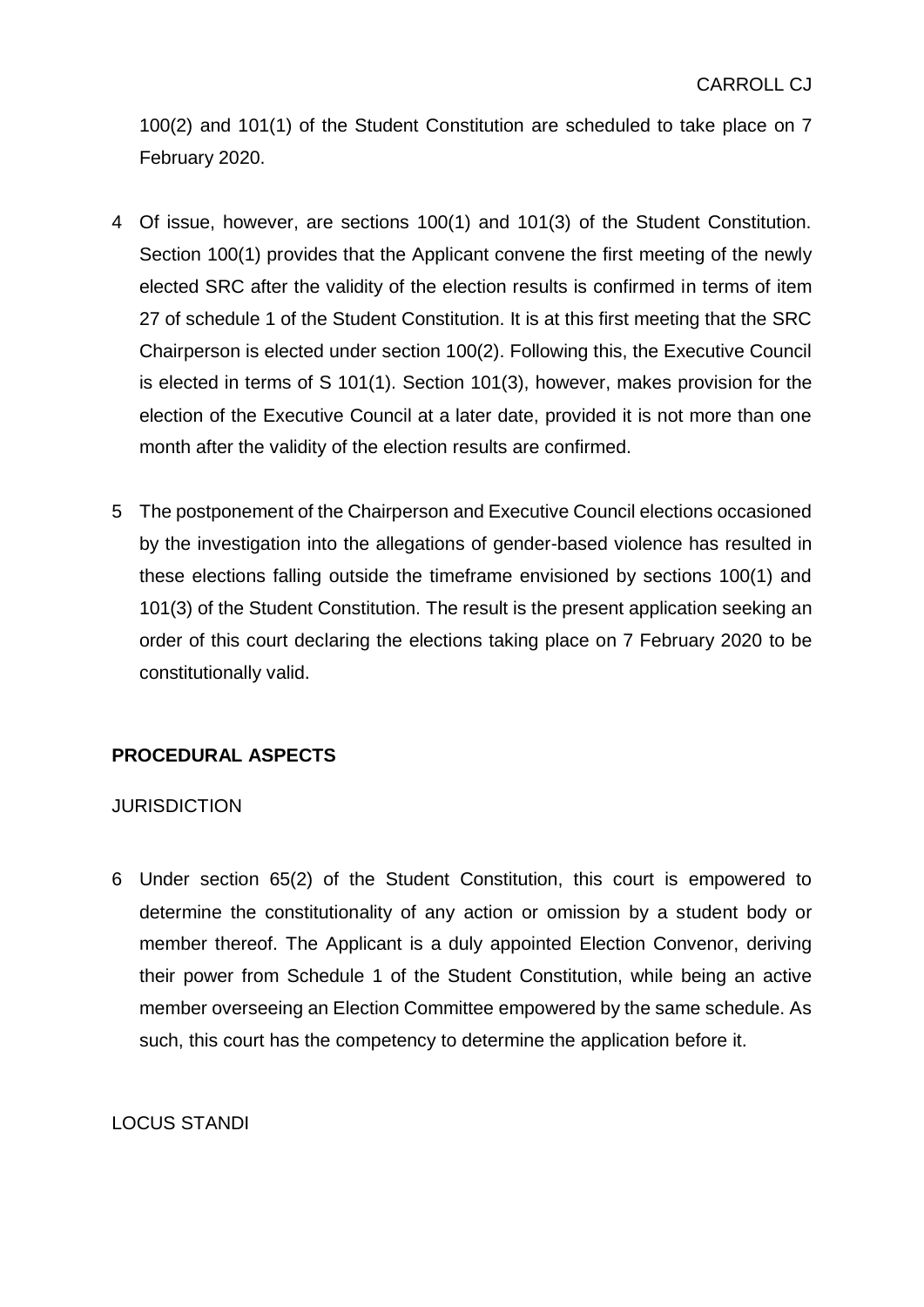100(2) and 101(1) of the Student Constitution are scheduled to take place on 7 February 2020.

4 Of issue, however, are sections 100(1) and 101(3) of the Student Constitution. Section 100(1) provides that the Applicant convene the first meeting of the newly elected SRC after the validity of the election results is confirmed in terms of item 27 of schedule 1 of the Student Constitution. It is at this first meeting that the SRC Chairperson is elected under section 100(2). Following this, the Executive Council is elected in terms of S 101(1). Section 101(3), however, makes provision for the election of the Executive Council at a later date, provided it is not more than one month after the validity of the election results are confirmed.

5 The postponement of the Chairperson and Executive Council elections occasioned by the investigation into the allegations of gender-based violence has resulted in these elections falling outside the timeframe envisioned by sections 100(1) and 101(3) of the Student Constitution. The result is the present application seeking an order of this court declaring the elections taking place on 7 February 2020 to be constitutionally valid.

## PROCEDURAL ASPECTS

### JURISDICTION

6 Under section 65(2) of the Student Constitution, this court is empowered to determine the constitutionality of any action or omission by a student body or member thereof. The Applicant is a duly appointed Election Convenor, deriving their power from Schedule 1 of the Student Constitution, while being an active member overseeing an Election Committee empowered by the same schedule. As such, this court has the competency to determine the application before it.

### LOCUS STANDI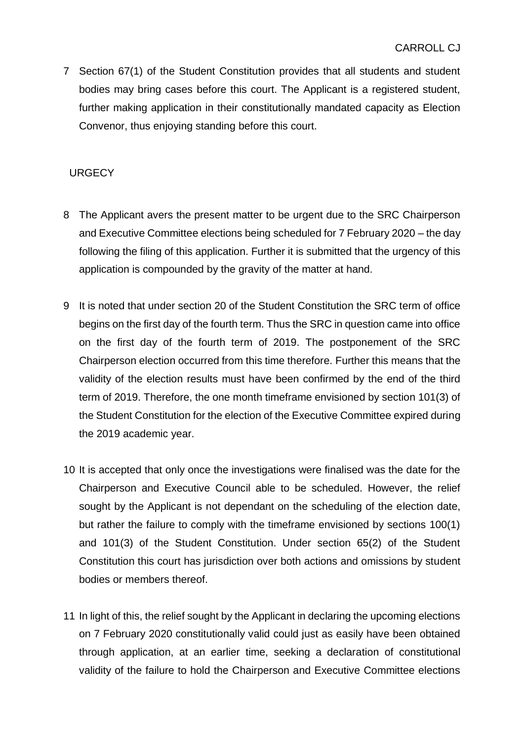7 Section 67(1) of the Student Constitution provides that all students and student bodies may bring cases before this court. The Applicant is a registered student, further making application in their constitutionally mandated capacity as Election Convenor, thus enjoying standing before this court.

## URGECY

8 The Applicant avers the present matter to be urgent due to the SRC Chairperson and Executive Committee elections being scheduled for 7 February 2020 – the day following the filing of this application. Further it is submitted that the urgency of this application is compounded by the gravity of the matter at hand.

9 It is noted that under section 20 of the Student Constitution the SRC term of office begins on the first day of the fourth term. Thus the SRC in question came into office on the first day of the fourth term of 2019. The postponement of the SRC Chairperson election occurred from this time therefore. Further this means that the validity of the election results must have been confirmed by the end of the third term of 2019. Therefore, the one month timeframe envisioned by section 101(3) of the Student Constitution for the election of the Executive Committee expired during the 2019 academic year.

10 It is accepted that only once the investigations were finalised was the date for the Chairperson and Executive Council able to be scheduled. However, the relief sought by the Applicant is not dependant on the scheduling of the election date, but rather the failure to comply with the timeframe envisioned by sections 100(1) and 101(3) of the Student Constitution. Under section 65(2) of the Student Constitution this court has jurisdiction over both actions and omissions by student bodies or members thereof.

11 In light of this, the relief sought by the Applicant in declaring the upcoming elections on 7 February 2020 constitutionally valid could just as easily have been obtained through application, at an earlier time, seeking a declaration of constitutional validity of the failure to hold the Chairperson and Executive Committee elections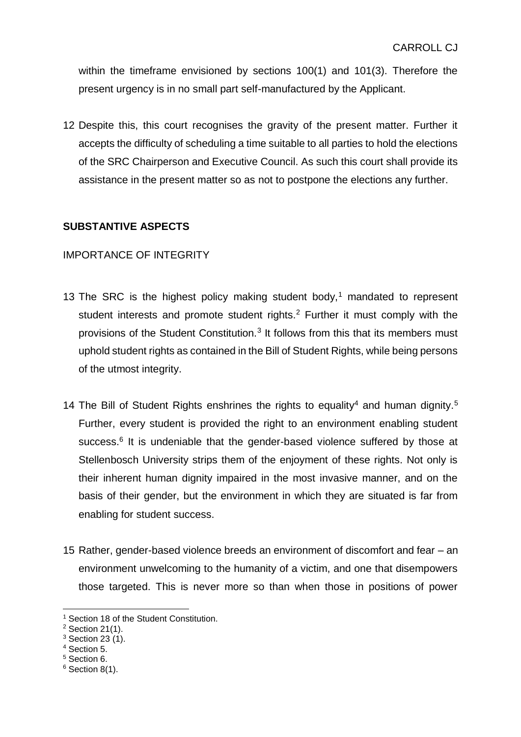within the timeframe envisioned by sections 100(1) and 101(3). Therefore the present urgency is in no small part self-manufactured by the Applicant.

12 Despite this, this court recognises the gravity of the present matter. Further it accepts the difficulty of scheduling a time suitable to all parties to hold the elections of the SRC Chairperson and Executive Council. As such this court shall provide its assistance in the present matter so as not to postpone the elections any further.

## SUBSTANTIVE ASPECTS

### IMPORTANCE OF INTEGRITY

13 The SRC is the highest policy making student body,[1] mandated to represent student interests and promote student rights.[2] Further it must comply with the provisions of the Student Constitution.[3] It follows from this that its members must uphold student rights as contained in the Bill of Student Rights, while being persons of the utmost integrity.

14 The Bill of Student Rights enshrines the rights to equality[4] and human dignity.[5] Further, every student is provided the right to an environment enabling student success.[6] It is undeniable that the gender-based violence suffered by those at Stellenbosch University strips them of the enjoyment of these rights. Not only is their inherent human dignity impaired in the most invasive manner, and on the basis of their gender, but the environment in which they are situated is far from enabling for student success.

15 Rather, gender-based violence breeds an environment of discomfort and fear – an environment unwelcoming to the humanity of a victim, and one that disempowers those targeted. This is never more so than when those in positions of power

[1] Section 18 of the Student Constitution.
[2] Section 21(1).
[3] Section 23 (1).
[4] Section 5.
[5] Section 6.
[6] Section 8(1).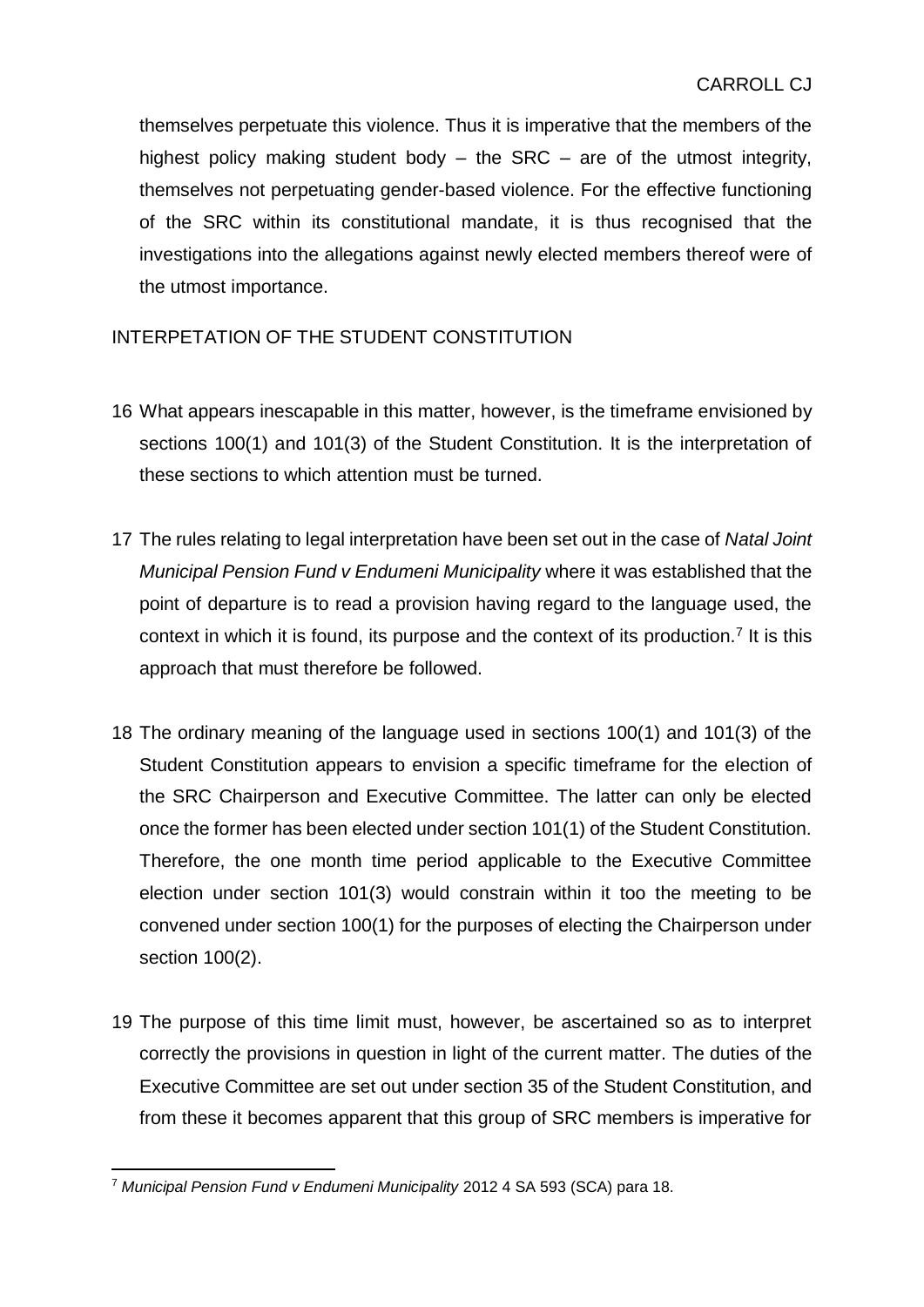themselves perpetuate this violence. Thus it is imperative that the members of the highest policy making student body – the SRC – are of the utmost integrity, themselves not perpetuating gender-based violence. For the effective functioning of the SRC within its constitutional mandate, it is thus recognised that the investigations into the allegations against newly elected members thereof were of the utmost importance.

## INTERPETATION OF THE STUDENT CONSTITUTION

16 What appears inescapable in this matter, however, is the timeframe envisioned by sections 100(1) and 101(3) of the Student Constitution. It is the interpretation of these sections to which attention must be turned.

17 The rules relating to legal interpretation have been set out in the case of *Natal Joint Municipal Pension Fund v Endumeni Municipality* where it was established that the point of departure is to read a provision having regard to the language used, the context in which it is found, its purpose and the context of its production.[7] It is this approach that must therefore be followed.

18 The ordinary meaning of the language used in sections 100(1) and 101(3) of the Student Constitution appears to envision a specific timeframe for the election of the SRC Chairperson and Executive Committee. The latter can only be elected once the former has been elected under section 101(1) of the Student Constitution. Therefore, the one month time period applicable to the Executive Committee election under section 101(3) would constrain within it too the meeting to be convened under section 100(1) for the purposes of electing the Chairperson under section 100(2).

19 The purpose of this time limit must, however, be ascertained so as to interpret correctly the provisions in question in light of the current matter. The duties of the Executive Committee are set out under section 35 of the Student Constitution, and from these it becomes apparent that this group of SRC members is imperative for

---

[7] *Municipal Pension Fund v Endumeni Municipality* 2012 4 SA 593 (SCA) para 18.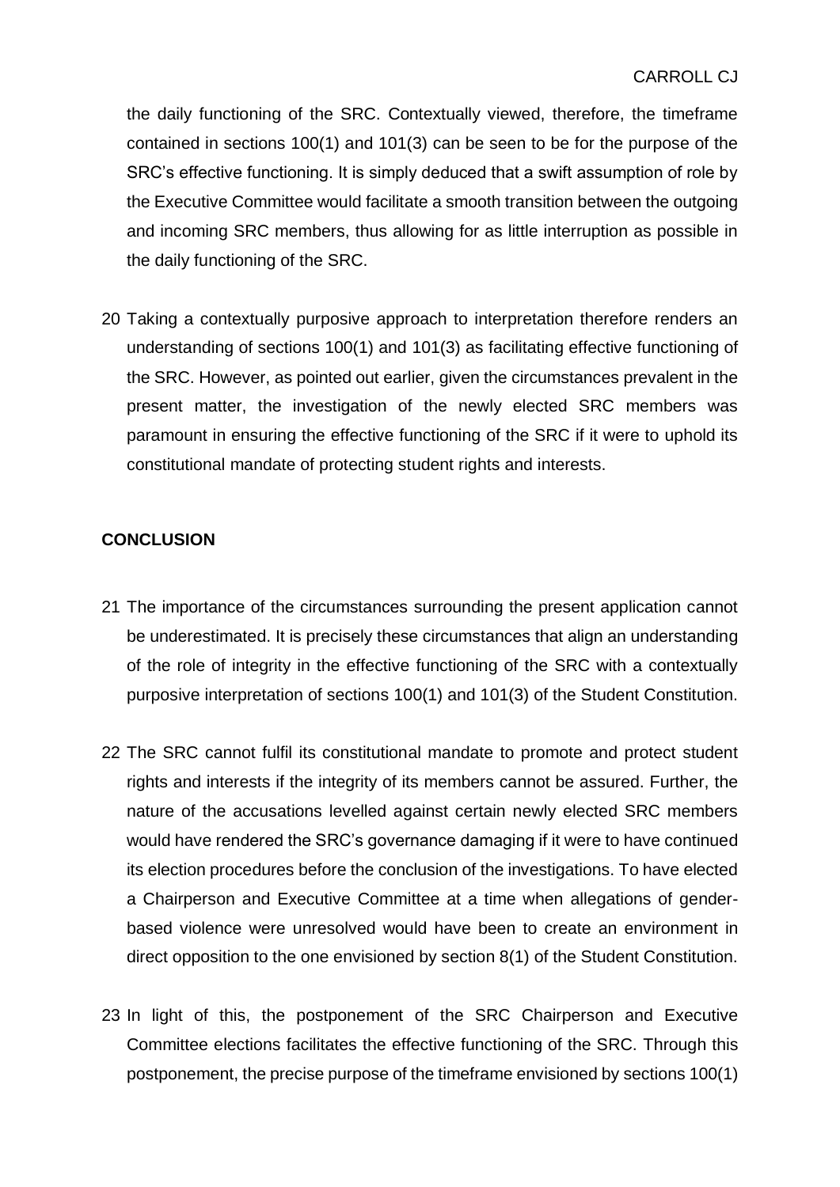the daily functioning of the SRC. Contextually viewed, therefore, the timeframe contained in sections 100(1) and 101(3) can be seen to be for the purpose of the SRC's effective functioning. It is simply deduced that a swift assumption of role by the Executive Committee would facilitate a smooth transition between the outgoing and incoming SRC members, thus allowing for as little interruption as possible in the daily functioning of the SRC.

20 Taking a contextually purposive approach to interpretation therefore renders an understanding of sections 100(1) and 101(3) as facilitating effective functioning of the SRC. However, as pointed out earlier, given the circumstances prevalent in the present matter, the investigation of the newly elected SRC members was paramount in ensuring the effective functioning of the SRC if it were to uphold its constitutional mandate of protecting student rights and interests.

**CONCLUSION**

21 The importance of the circumstances surrounding the present application cannot be underestimated. It is precisely these circumstances that align an understanding of the role of integrity in the effective functioning of the SRC with a contextually purposive interpretation of sections 100(1) and 101(3) of the Student Constitution.

22 The SRC cannot fulfil its constitutional mandate to promote and protect student rights and interests if the integrity of its members cannot be assured. Further, the nature of the accusations levelled against certain newly elected SRC members would have rendered the SRC's governance damaging if it were to have continued its election procedures before the conclusion of the investigations. To have elected a Chairperson and Executive Committee at a time when allegations of gender-based violence were unresolved would have been to create an environment in direct opposition to the one envisioned by section 8(1) of the Student Constitution.

23 In light of this, the postponement of the SRC Chairperson and Executive Committee elections facilitates the effective functioning of the SRC. Through this postponement, the precise purpose of the timeframe envisioned by sections 100(1)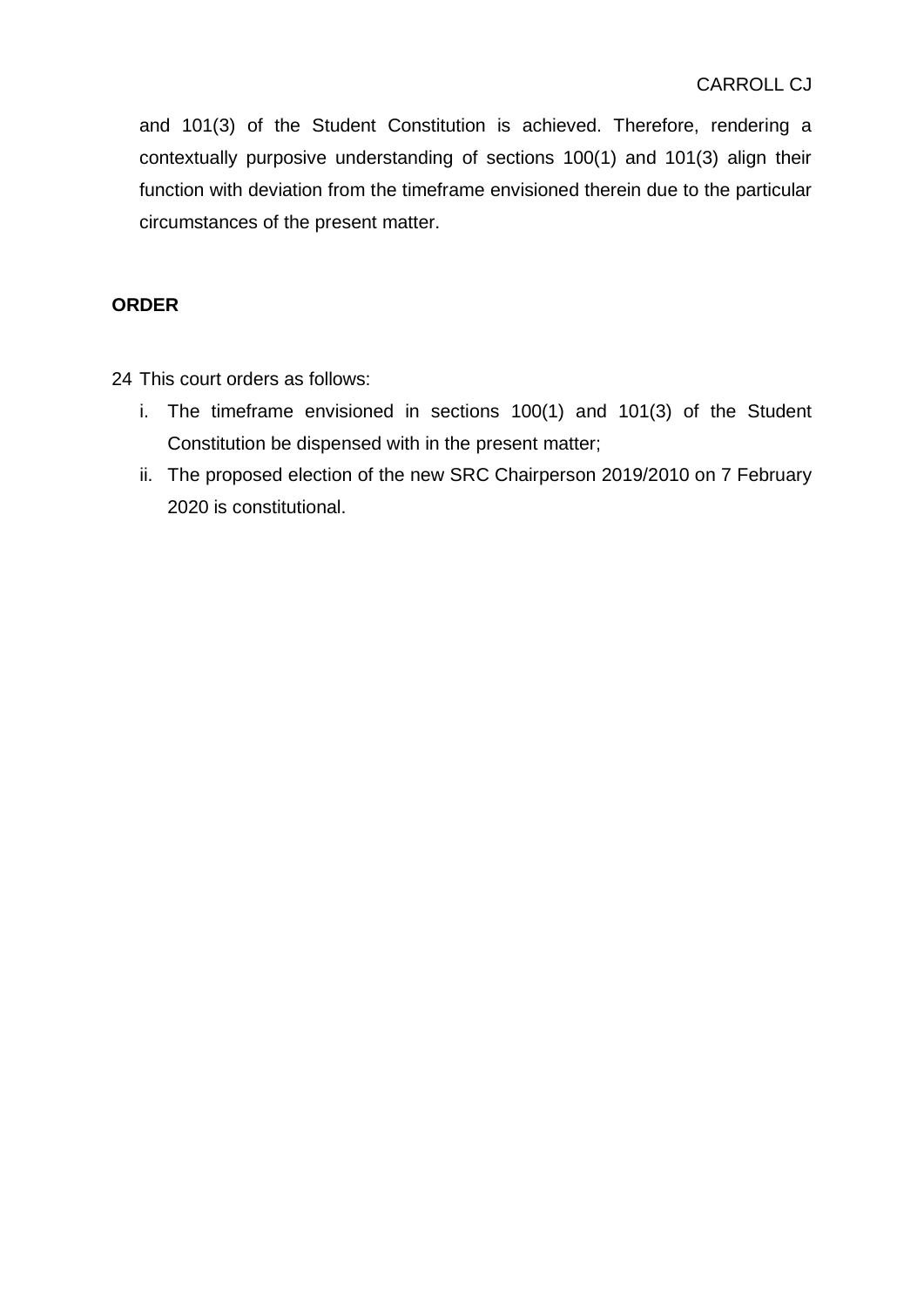and 101(3) of the Student Constitution is achieved. Therefore, rendering a contextually purposive understanding of sections 100(1) and 101(3) align their function with deviation from the timeframe envisioned therein due to the particular circumstances of the present matter.

**ORDER**

24 This court orders as follows:

i. The timeframe envisioned in sections 100(1) and 101(3) of the Student Constitution be dispensed with in the present matter;

ii. The proposed election of the new SRC Chairperson 2019/2010 on 7 February 2020 is constitutional.